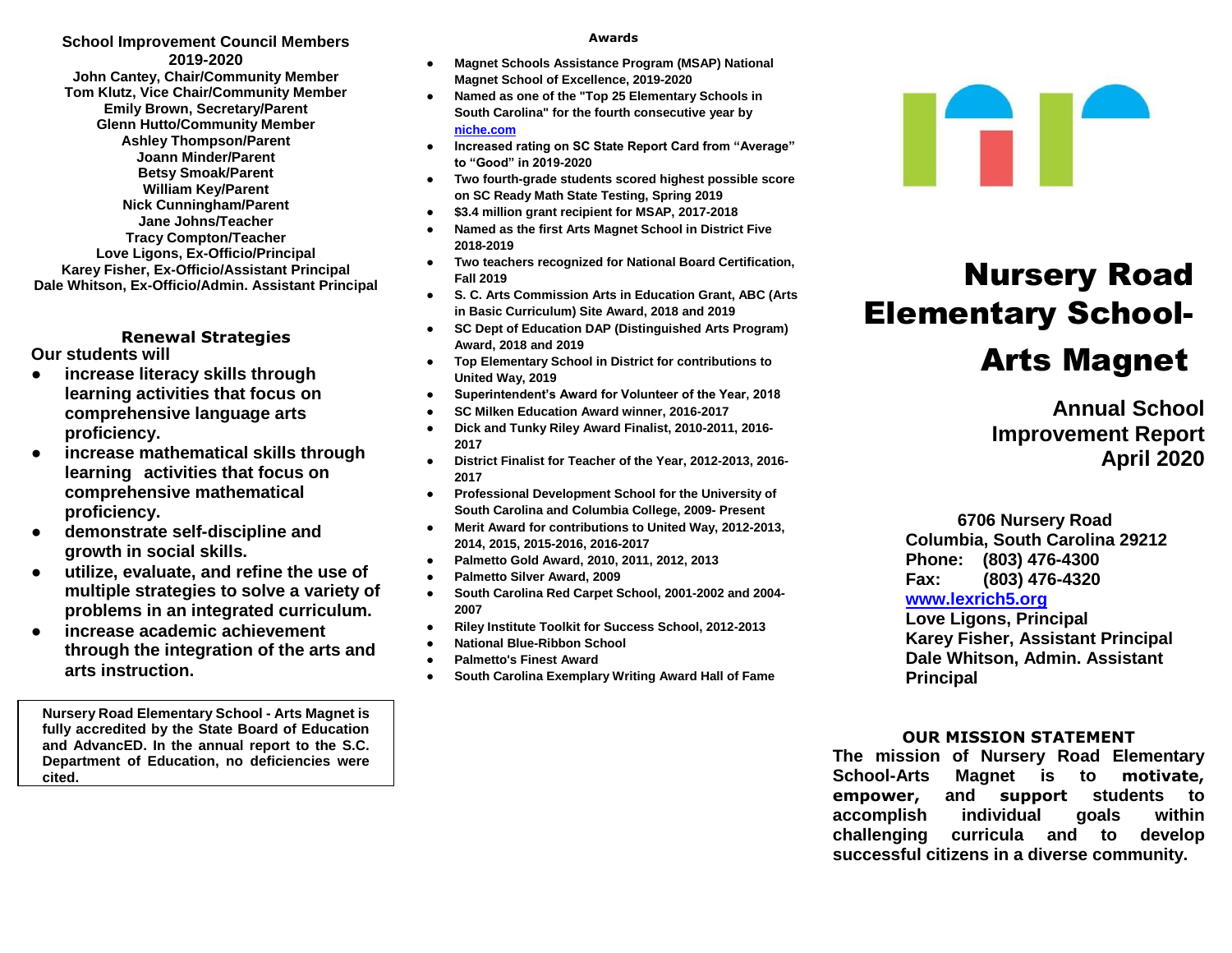## School Improvement Council Members 2019-2020

**John Cantey, Chair/Community Member**
**Tom Klutz, Vice Chair/Community Member**
**Emily Brown, Secretary/Parent**
**Glenn Hutto/Community Member**
**Ashley Thompson/Parent**
**Joann Minder/Parent**
**Betsy Smoak/Parent**
**William Key/Parent**
**Nick Cunningham/Parent**
**Jane Johns/Teacher**
**Tracy Compton/Teacher**
**Love Ligons, Ex-Officio/Principal**
**Karey Fisher, Ex-Officio/Assistant Principal**
**Dale Whitson, Ex-Officio/Admin. Assistant Principal**

## Renewal Strategies

**Our students will**

- **increase literacy skills through learning activities that focus on comprehensive language arts proficiency.**
- **increase mathematical skills through learning activities that focus on comprehensive mathematical proficiency.**
- **demonstrate self-discipline and growth in social skills.**
- **utilize, evaluate, and refine the use of multiple strategies to solve a variety of problems in an integrated curriculum.**
- **increase academic achievement through the integration of the arts and arts instruction.**

**Nursery Road Elementary School - Arts Magnet is fully accredited by the State Board of Education and AdvancED. In the annual report to the S.C. Department of Education, no deficiencies were cited.**

## Awards

- **Magnet Schools Assistance Program (MSAP) National Magnet School of Excellence, 2019-2020**
- **Named as one of the "Top 25 Elementary Schools in South Carolina" for the fourth consecutive year by niche.com**
- **Increased rating on SC State Report Card from "Average" to "Good" in 2019-2020**
- **Two fourth-grade students scored highest possible score on SC Ready Math State Testing, Spring 2019**
- **$3.4 million grant recipient for MSAP, 2017-2018**
- **Named as the first Arts Magnet School in District Five 2018-2019**
- **Two teachers recognized for National Board Certification, Fall 2019**
- **S. C. Arts Commission Arts in Education Grant, ABC (Arts in Basic Curriculum) Site Award, 2018 and 2019**
- **SC Dept of Education DAP (Distinguished Arts Program) Award, 2018 and 2019**
- **Top Elementary School in District for contributions to United Way, 2019**
- **Superintendent's Award for Volunteer of the Year, 2018**
- **SC Milken Education Award winner, 2016-2017**
- **Dick and Tunky Riley Award Finalist, 2010-2011, 2016-2017**
- **District Finalist for Teacher of the Year, 2012-2013, 2016-2017**
- **Professional Development School for the University of South Carolina and Columbia College, 2009- Present**
- **Merit Award for contributions to United Way, 2012-2013, 2014, 2015, 2015-2016, 2016-2017**
- **Palmetto Gold Award, 2010, 2011, 2012, 2013**
- **Palmetto Silver Award, 2009**
- **South Carolina Red Carpet School, 2001-2002 and 2004-2007**
- **Riley Institute Toolkit for Success School, 2012-2013**
- **National Blue-Ribbon School**
- **Palmetto's Finest Award**
- **South Carolina Exemplary Writing Award Hall of Fame**

# Nursery Road Elementary School-Arts Magnet

## Annual School Improvement Report
## April 2020

**6706 Nursery Road**
**Columbia, South Carolina 29212**
**Phone: (803) 476-4300**
**Fax: (803) 476-4320**
**www.lexrich5.org**
**Love Ligons, Principal**
**Karey Fisher, Assistant Principal**
**Dale Whitson, Admin. Assistant Principal**

## OUR MISSION STATEMENT

**The mission of Nursery Road Elementary School-Arts Magnet is to motivate, empower, and support students to accomplish individual goals within challenging curricula and to develop successful citizens in a diverse community.**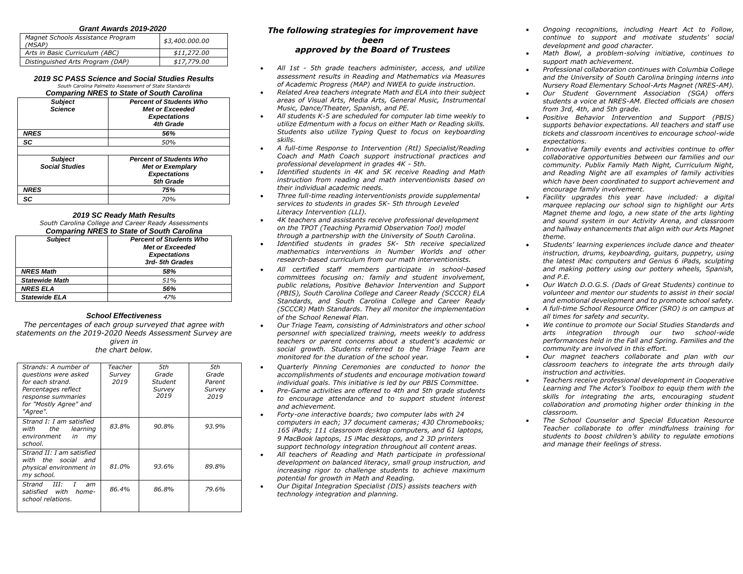### Grant Awards 2019-2020

| | |
|---|---|
| Magnet Schools Assistance Program (MSAP) | $3,400.000.00 |
| Arts in Basic Curriculum (ABC) | $11,272.00 |
| Distinguished Arts Program (DAP) | $17,779.00 |

### 2019 SC PASS Science and Social Studies Results

*South Carolina Palmetto Assessment of State Standards*

**Comparing NRES to State of South Carolina**

| Subject Science | Percent of Students Who Met or Exceeded Expectations 4th Grade |
|---|---|
| NRES | 56% |
| SC | 50% |

| Subject Social Studies | Percent of Students Who Met or Exemplary Expectations 5th Grade |
|---|---|
| NRES | 75% |
| SC | 70% |

### 2019 SC Ready Math Results

*South Carolina College and Career Ready Assessments*

**Comparing NRES to State of South Carolina**

| Subject | Percent of Students Who Met or Exceeded Expectations 3rd- 5th Grades |
|---|---|
| NRES Math | 58% |
| Statewide Math | 51% |
| NRES ELA | 56% |
| Statewide ELA | 47% |

### School Effectiveness

*The percentages of each group surveyed that agree with statements on the 2019-2020 Needs Assessment Survey are given in the chart below.*

| Strands: A number of questions were asked for each strand. Percentages reflect response summaries for "Mostly Agree" and "Agree". | Teacher Survey 2019 | 5th Grade Student Survey 2019 | 5th Grade Parent Survey 2019 |
|---|---|---|---|
| Strand I: I am satisfied with the learning environment in my school. | 83.8% | 90.8% | 93.9% |
| Strand II: I am satisfied with the social and physical environment in my school. | 81.0% | 93.6% | 89.8% |
| Strand III: I am satisfied with home-school relations. | 86.4% | 86.8% | 79.6% |

## *The following strategies for improvement have been approved by the Board of Trustees*

- *All 1st - 5th grade teachers administer, access, and utilize assessment results in Reading and Mathematics via Measures of Academic Progress (MAP) and NWEA to guide instruction.*
- *Related Area teachers integrate Math and ELA into their subject areas of Visual Arts, Media Arts, General Music, Instrumental Music, Dance/Theater, Spanish, and PE.*
- *All students K-5 are scheduled for computer lab time weekly to utilize Edmentum with a focus on either Math or Reading skills. Students also utilize Typing Quest to focus on keyboarding skills.*
- *A full-time Response to Intervention (RtI) Specialist/Reading Coach and Math Coach support instructional practices and professional development in grades 4K - 5th.*
- *Identified students in 4K and 5K receive Reading and Math instruction from reading and math interventionists based on their individual academic needs.*
- *Three full-time reading interventionists provide supplemental services to students in grades 5K- 5th through Leveled Literacy Intervention (LLI).*
- *4K teachers and assistants receive professional development on the TPOT (Teaching Pyramid Observation Tool) model through a partnership with the University of South Carolina.*
- *Identified students in grades 5K- 5th receive specialized mathematics interventions in Number Worlds and other research-based curriculum from our math interventionists.*
- *All certified staff members participate in school-based committees focusing on: family and student involvement, public relations, Positive Behavior Intervention and Support (PBIS), South Carolina College and Career Ready (SCCCR) ELA Standards, and South Carolina College and Career Ready (SCCCR) Math Standards. They all monitor the implementation of the School Renewal Plan.*
- *Our Triage Team, consisting of Administrators and other school personnel with specialized training, meets weekly to address teachers or parent concerns about a student's academic or social growth. Students referred to the Triage Team are monitored for the duration of the school year.*
- *Quarterly Pinning Ceremonies are conducted to honor the accomplishments of students and encourage motivation toward individual goals. This initiative is led by our PBIS Committee.*
- *Pre-Game activities are offered to 4th and 5th grade students to encourage attendance and to support student interest and achievement.*
- *Forty-one interactive boards; two computer labs with 24 computers in each; 37 document cameras; 430 Chromebooks; 165 iPads; 111 classroom desktop computers, and 61 laptops, 9 MacBook laptops, 15 iMac desktops, and 2 3D printers support technology integration throughout all content areas.*
- *All teachers of Reading and Math participate in professional development on balanced literacy, small group instruction, and increasing rigor to challenge students to achieve maximum potential for growth in Math and Reading.*
- *Our Digital Integration Specialist (DIS) assists teachers with technology integration and planning.*
- *Ongoing recognitions, including Heart Act to Follow, continue to support and motivate students' social development and good character.*
- *Math Bowl, a problem-solving initiative, continues to support math achievement.*
- *Professional collaboration continues with Columbia College and the University of South Carolina bringing interns into Nursery Road Elementary School-Arts Magnet (NRES-AM).*
- *Our Student Government Association (SGA) offers students a voice at NRES-AM. Elected officials are chosen from 3rd, 4th, and 5th grade.*
- *Positive Behavior Intervention and Support (PBIS) supports behavior expectations. All teachers and staff use tickets and classroom incentives to encourage school-wide expectations.*
- *Innovative family events and activities continue to offer collaborative opportunities between our families and our community. Publix Family Math Night, Curriculum Night, and Reading Night are all examples of family activities which have been coordinated to support achievement and encourage family involvement.*
- *Facility upgrades this year have included: a digital marquee replacing our school sign to highlight our Arts Magnet theme and logo, a new state of the arts lighting and sound system in our Activity Arena, and classroom and hallway enhancements that align with our Arts Magnet theme.*
- *Students' learning experiences include dance and theater instruction, drums, keyboarding, guitars, puppetry, using the latest iMac computers and Genius 6 iPads, sculpting and making pottery using our pottery wheels, Spanish, and P.E.*
- *Our Watch D.O.G.S. (Dads of Great Students) continue to volunteer and mentor our students to assist in their social and emotional development and to promote school safety.*
- *A full-time School Resource Officer (SRO) is on campus at all times for safety and security.*
- *We continue to promote our Social Studies Standards and arts integration through our two school-wide performances held in the Fall and Spring. Families and the community are involved in this effort.*
- *Our magnet teachers collaborate and plan with our classroom teachers to integrate the arts through daily instruction and activities.*
- *Teachers receive professional development in Cooperative Learning and The Actor's Toolbox to equip them with the skills for integrating the arts, encouraging student collaboration and promoting higher order thinking in the classroom.*
- *The School Counselor and Special Education Resource Teacher collaborate to offer mindfulness training for students to boost children's ability to regulate emotions and manage their feelings of stress.*